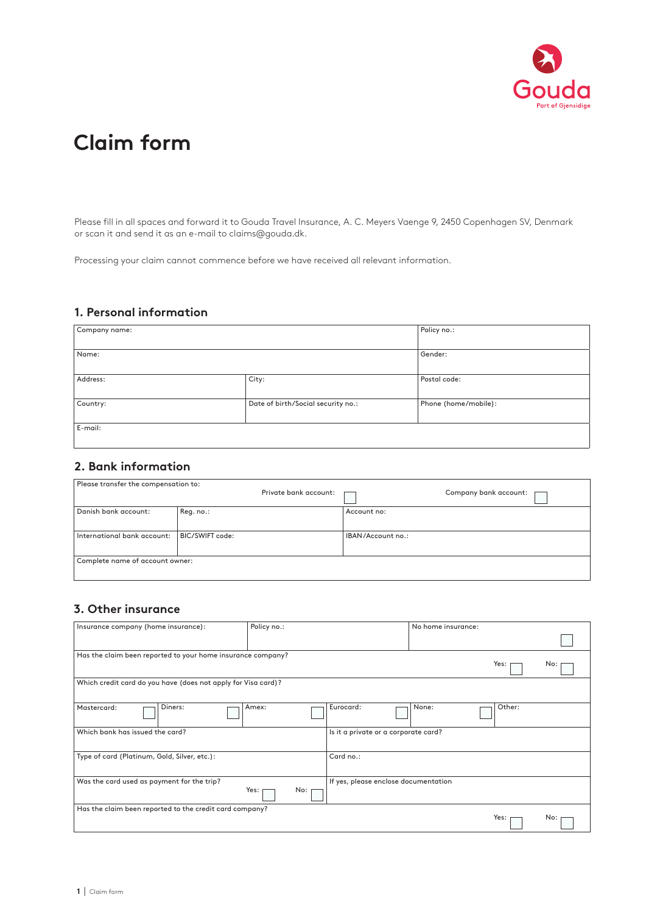Gouda
Part of Gjensidige

# Claim form

Please fill in all spaces and forward it to Gouda Travel Insurance, A. C. Meyers Vaenge 9, 2450 Copenhagen SV, Denmark or scan it and send it as an e-mail to claims@gouda.dk.

Processing your claim cannot commence before we have received all relevant information.

## 1. Personal information

| | | |
|---|---|---|
| Company name: | | Policy no.: |
| Name: | | Gender: |
| Address: | City: | Postal code: |
| Country: | Date of birth/Social security no.: | Phone (home/mobile): |
| E-mail: | | |

## 2. Bank information

| | | | |
|---|---|---|---|
| Please transfer the compensation to: | Private bank account: ☐ | Company bank account: ☐ | |
| Danish bank account: | Reg. no.: | Account no: | |
| International bank account: | BIC/SWIFT code: | IBAN/Account no.: | |
| Complete name of account owner: | | | |

## 3. Other insurance

| | | |
|---|---|---|
| Insurance company (home insurance): | Policy no.: | No home insurance: ☐ |
| Has the claim been reported to your home insurance company? Yes: ☐ No: ☐ | | |

| | | | | | |
|---|---|---|---|---|---|
| Which credit card do you have (does not apply for Visa card)? | | | | | |
| Mastercard: ☐ | Diners: ☐ | Amex: ☐ | Eurocard: ☐ | None: ☐ | Other: |

| | |
|---|---|
| Which bank has issued the card? | Is it a private or a corporate card? |
| Type of card (Platinum, Gold, Silver, etc.): | Card no.: |
| Was the card used as payment for the trip? Yes: ☐ No: ☐ | If yes, please enclose documentation |
| Has the claim been reported to the credit card company? Yes: ☐ No: ☐ | |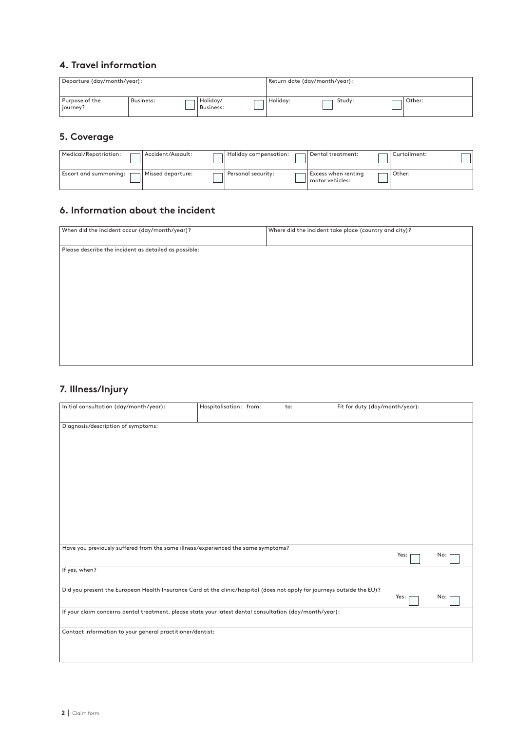## 4. Travel information

| | | | | | |
|---|---|---|---|---|---|
| Departure (day/month/year): | | | Return date (day/month/year): | | |
| Purpose of the journey? | Business: ☐ | Holiday/ Business: ☐ | Holiday: ☐ | Study: ☐ | Other: |

## 5. Coverage

| | | | | |
|---|---|---|---|---|
| Medical/Repatriation: ☐ | Accident/Assault: ☐ | Holiday compensation: ☐ | Dental treatment: ☐ | Curtailment: ☐ |
| Escort and summoning: ☐ | Missed departure: ☐ | Personal security: ☐ | Excess when renting motor vehicles: ☐ | Other: |

## 6. Information about the incident

| | |
|---|---|
| When did the incident occur (day/month/year)? | Where did the incident take place (country and city)? |
| Please describe the incident as detailed as possible: | |

## 7. Illness/Injury

| | | | |
|---|---|---|---|
| Initial consultation (day/month/year): | Hospitalisation: from: | to: | Fit for duty (day/month/year): |
| Diagnosis/description of symptoms: | | | |
| Have you previously suffered from the same illness/experienced the same symptoms? | | | Yes: ☐ No: ☐ |
| If yes, when? | | | |
| Did you present the European Health Insurance Card at the clinic/hospital (does not apply for journeys outside the EU)? | | | Yes: ☐ No: ☐ |
| If your claim concerns dental treatment, please state your latest dental consultation (day/month/year): | | | |
| Contact information to your general practitioner/dentist: | | | |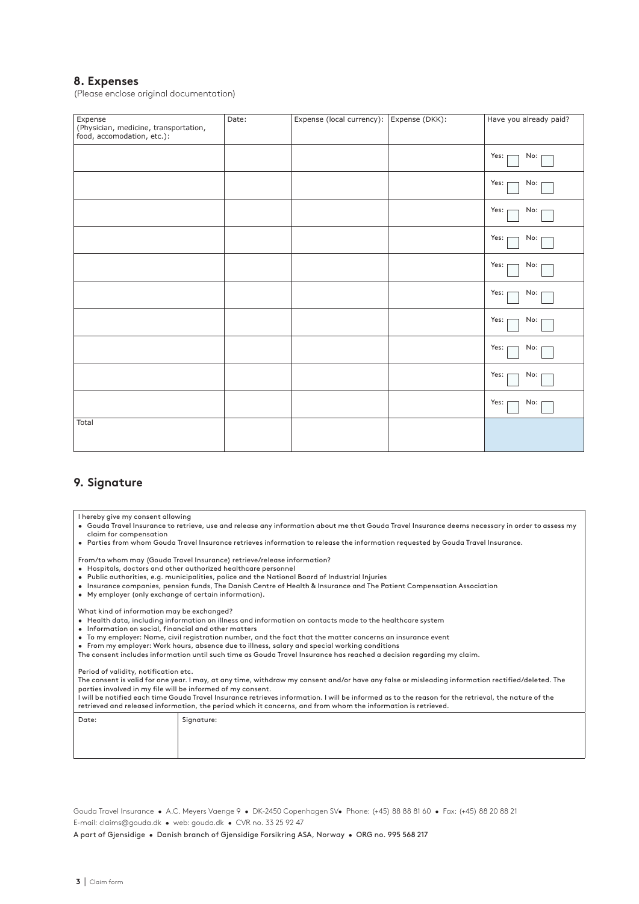## 8. Expenses

(Please enclose original documentation)

| Expense (Physician, medicine, transportation, food, accomodation, etc.): | Date: | Expense (local currency): | Expense (DKK): | Have you already paid? |
| --- | --- | --- | --- | --- |
| | | | | Yes: ☐ No: ☐ |
| | | | | Yes: ☐ No: ☐ |
| | | | | Yes: ☐ No: ☐ |
| | | | | Yes: ☐ No: ☐ |
| | | | | Yes: ☐ No: ☐ |
| | | | | Yes: ☐ No: ☐ |
| | | | | Yes: ☐ No: ☐ |
| | | | | Yes: ☐ No: ☐ |
| | | | | Yes: ☐ No: ☐ |
| | | | | Yes: ☐ No: ☐ |
| Total | | | | |

## 9. Signature

I hereby give my consent allowing

- Gouda Travel Insurance to retrieve, use and release any information about me that Gouda Travel Insurance deems necessary in order to assess my claim for compensation
- Parties from whom Gouda Travel Insurance retrieves information to release the information requested by Gouda Travel Insurance.

From/to whom may (Gouda Travel Insurance) retrieve/release information?

- Hospitals, doctors and other authorized healthcare personnel
- Public authorities, e.g. municipalities, police and the National Board of Industrial Injuries
- Insurance companies, pension funds, The Danish Centre of Health & Insurance and The Patient Compensation Association
- My employer (only exchange of certain information).

What kind of information may be exchanged?

- Health data, including information on illness and information on contacts made to the healthcare system
- Information on social, financial and other matters
- To my employer: Name, civil registration number, and the fact that the matter concerns an insurance event
- From my employer: Work hours, absence due to illness, salary and special working conditions

The consent includes information until such time as Gouda Travel Insurance has reached a decision regarding my claim.

Period of validity, notification etc.

The consent is valid for one year. I may, at any time, withdraw my consent and/or have any false or misleading information rectified/deleted. The parties involved in my file will be informed of my consent.

I will be notified each time Gouda Travel Insurance retrieves information. I will be informed as to the reason for the retrieval, the nature of the retrieved and released information, the period which it concerns, and from whom the information is retrieved.

| Date: | Signature: |
| --- | --- |
| | |

Gouda Travel Insurance • A.C. Meyers Vaenge 9 • DK-2450 Copenhagen SV • Phone: (+45) 88 88 81 60 • Fax: (+45) 88 20 88 21

E-mail: claims@gouda.dk • web: gouda.dk • CVR no. 33 25 92 47

**A part of Gjensidige • Danish branch of Gjensidige Forsikring ASA, Norway • ORG no. 995 568 217**